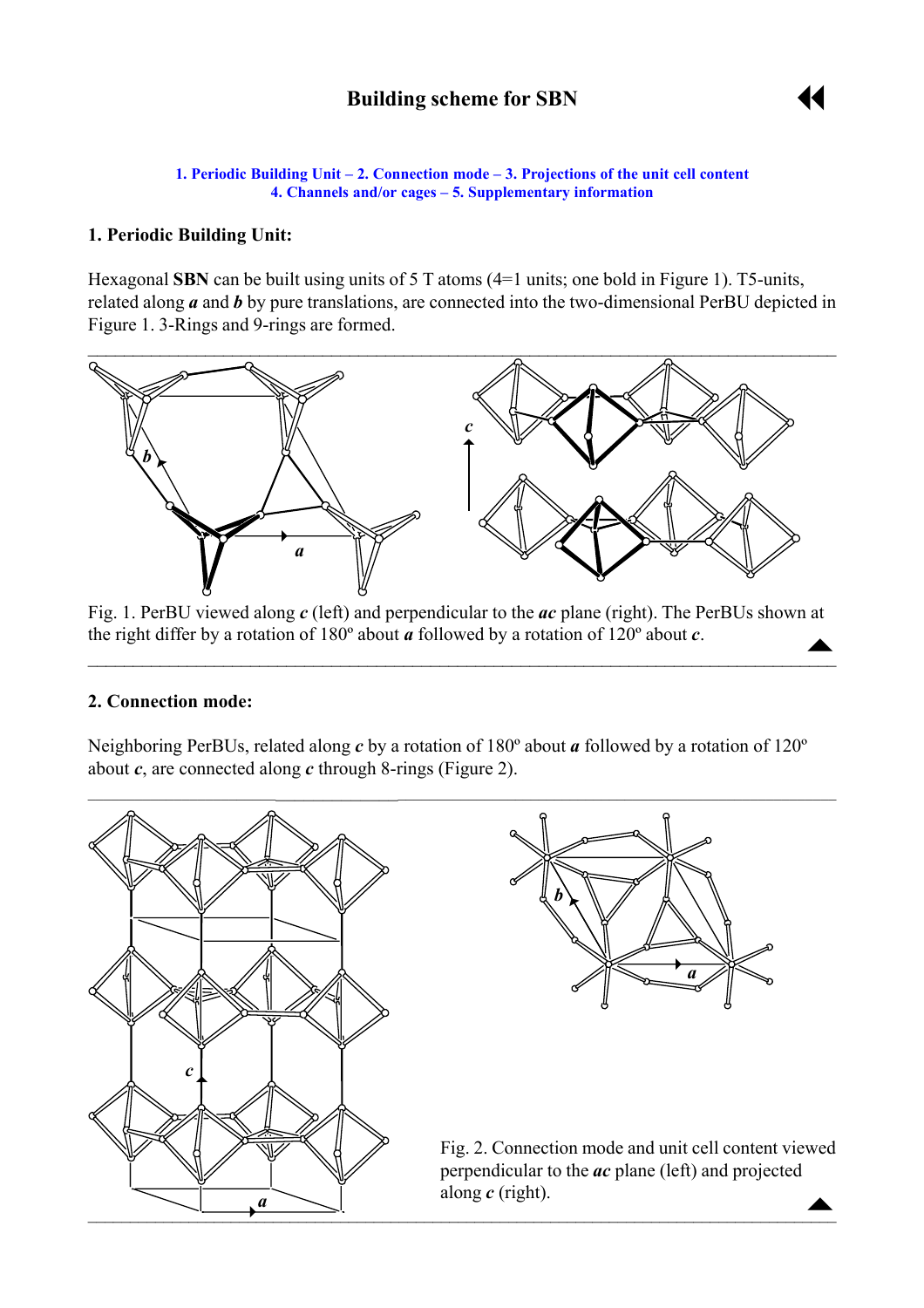# Building scheme for SBN

1. Periodic Building Unit – 2. Connection mode – 3. Projections of the unit cell content
4. Channels and/or cages – 5. Supplementary information

## 1. Periodic Building Unit:

Hexagonal **SBN** can be built using units of 5 T atoms (4=1 units; one bold in Figure 1). T5-units, related along ***a*** and ***b*** by pure translations, are connected into the two-dimensional PerBU depicted in Figure 1. 3-Rings and 9-rings are formed.

Fig. 1. PerBU viewed along ***c*** (left) and perpendicular to the ***ac*** plane (right). The PerBUs shown at the right differ by a rotation of 180º about ***a*** followed by a rotation of 120º about ***c***.

## 2. Connection mode:

Neighboring PerBUs, related along ***c*** by a rotation of 180º about ***a*** followed by a rotation of 120º about ***c***, are connected along ***c*** through 8-rings (Figure 2).

Fig. 2. Connection mode and unit cell content viewed perpendicular to the ***ac*** plane (left) and projected along ***c*** (right).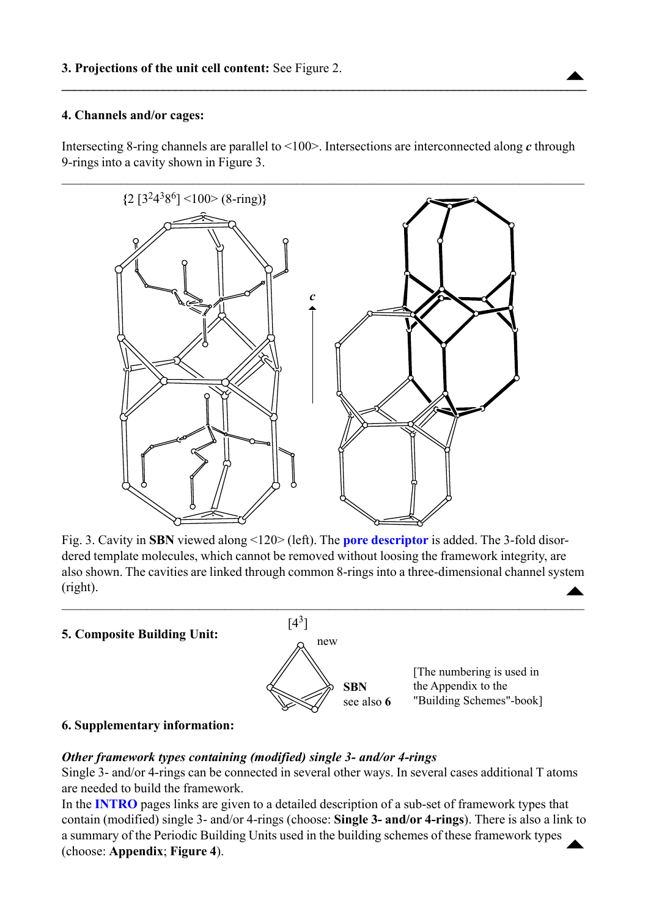**3. Projections of the unit cell content:** See Figure 2.

**4. Channels and/or cages:**

Intersecting 8-ring channels are parallel to <100>. Intersections are interconnected along ***c*** through 9-rings into a cavity shown in Figure 3.

{2 [$3^2 4^3 8^6$] <100> (8-ring)}

*c*

Fig. 3. Cavity in **SBN** viewed along <120> (left). The **pore descriptor** is added. The 3-fold disordered template molecules, which cannot be removed without loosing the framework integrity, are also shown. The cavities are linked through common 8-rings into a three-dimensional channel system (right).

**5. Composite Building Unit:**

[$4^3$]

new

**SBN**
see also **6**

[The numbering is used in the Appendix to the "Building Schemes"-book]

**6. Supplementary information:**

***Other framework types containing (modified) single 3- and/or 4-rings***
Single 3- and/or 4-rings can be connected in several other ways. In several cases additional T atoms are needed to build the framework.
In the **INTRO** pages links are given to a detailed description of a sub-set of framework types that contain (modified) single 3- and/or 4-rings (choose: **Single 3- and/or 4-rings**). There is also a link to a summary of the Periodic Building Units used in the building schemes of these framework types (choose: **Appendix**; **Figure 4**).